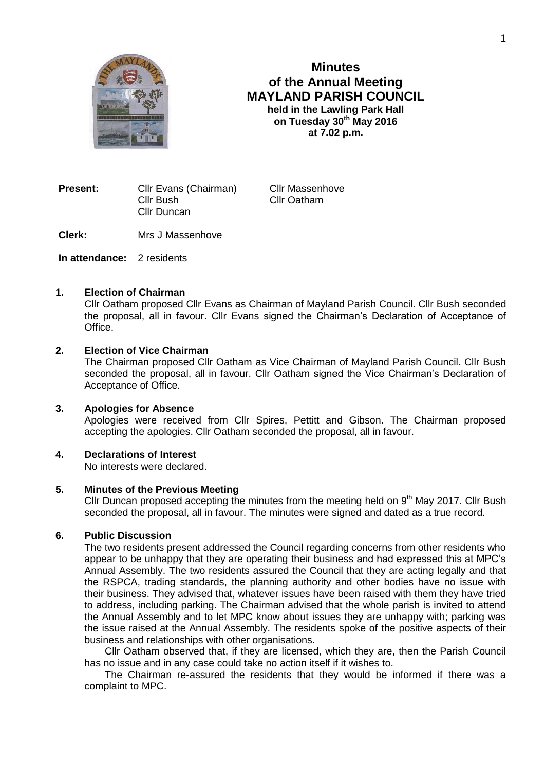# Minutes of the Annual Meeting MAYLAND PARISH COUNCIL

**held in the Lawling Park Hall**
**on Tuesday 30th May 2016**
**at 7.02 p.m.**

| **Present:** | Cllr Evans (Chairman) | Cllr Massenhove |
|---|---|---|
| | Cllr Bush | Cllr Oatham |
| | Cllr Duncan | |

**Clerk:** Mrs J Massenhove

**In attendance:** 2 residents

## 1. Election of Chairman

Cllr Oatham proposed Cllr Evans as Chairman of Mayland Parish Council. Cllr Bush seconded the proposal, all in favour. Cllr Evans signed the Chairman's Declaration of Acceptance of Office.

## 2. Election of Vice Chairman

The Chairman proposed Cllr Oatham as Vice Chairman of Mayland Parish Council. Cllr Bush seconded the proposal, all in favour. Cllr Oatham signed the Vice Chairman's Declaration of Acceptance of Office.

## 3. Apologies for Absence

Apologies were received from Cllr Spires, Pettitt and Gibson. The Chairman proposed accepting the apologies. Cllr Oatham seconded the proposal, all in favour.

## 4. Declarations of Interest

No interests were declared.

## 5. Minutes of the Previous Meeting

Cllr Duncan proposed accepting the minutes from the meeting held on 9th May 2017. Cllr Bush seconded the proposal, all in favour. The minutes were signed and dated as a true record.

## 6. Public Discussion

The two residents present addressed the Council regarding concerns from other residents who appear to be unhappy that they are operating their business and had expressed this at MPC's Annual Assembly. The two residents assured the Council that they are acting legally and that the RSPCA, trading standards, the planning authority and other bodies have no issue with their business. They advised that, whatever issues have been raised with them they have tried to address, including parking. The Chairman advised that the whole parish is invited to attend the Annual Assembly and to let MPC know about issues they are unhappy with; parking was the issue raised at the Annual Assembly. The residents spoke of the positive aspects of their business and relationships with other organisations.

Cllr Oatham observed that, if they are licensed, which they are, then the Parish Council has no issue and in any case could take no action itself if it wishes to.

The Chairman re-assured the residents that they would be informed if there was a complaint to MPC.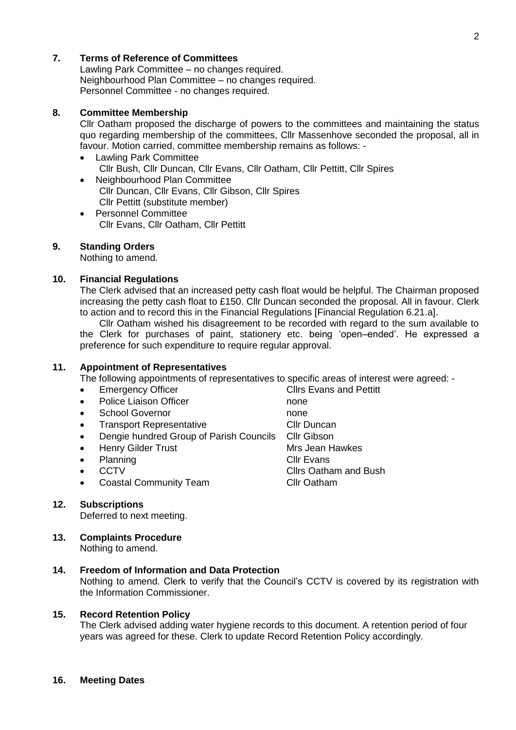## 7. Terms of Reference of Committees

Lawling Park Committee – no changes required.
Neighbourhood Plan Committee – no changes required.
Personnel Committee - no changes required.

## 8. Committee Membership

Cllr Oatham proposed the discharge of powers to the committees and maintaining the status quo regarding membership of the committees, Cllr Massenhove seconded the proposal, all in favour. Motion carried, committee membership remains as follows: -

- Lawling Park Committee
  Cllr Bush, Cllr Duncan, Cllr Evans, Cllr Oatham, Cllr Pettitt, Cllr Spires
- Neighbourhood Plan Committee
  Cllr Duncan, Cllr Evans, Cllr Gibson, Cllr Spires
  Cllr Pettitt (substitute member)
- Personnel Committee
  Cllr Evans, Cllr Oatham, Cllr Pettitt

## 9. Standing Orders

Nothing to amend.

## 10. Financial Regulations

The Clerk advised that an increased petty cash float would be helpful. The Chairman proposed increasing the petty cash float to £150. Cllr Duncan seconded the proposal. All in favour. Clerk to action and to record this in the Financial Regulations [Financial Regulation 6.21.a].

Cllr Oatham wished his disagreement to be recorded with regard to the sum available to the Clerk for purchases of paint, stationery etc. being 'open–ended'. He expressed a preference for such expenditure to require regular approval.

## 11. Appointment of Representatives

The following appointments of representatives to specific areas of interest were agreed: -

| | |
|---|---|
| Emergency Officer | Cllrs Evans and Pettitt |
| Police Liaison Officer | none |
| School Governor | none |
| Transport Representative | Cllr Duncan |
| Dengie hundred Group of Parish Councils | Cllr Gibson |
| Henry Gilder Trust | Mrs Jean Hawkes |
| Planning | Cllr Evans |
| CCTV | Cllrs Oatham and Bush |
| Coastal Community Team | Cllr Oatham |

## 12. Subscriptions

Deferred to next meeting.

## 13. Complaints Procedure

Nothing to amend.

## 14. Freedom of Information and Data Protection

Nothing to amend. Clerk to verify that the Council's CCTV is covered by its registration with the Information Commissioner.

## 15. Record Retention Policy

The Clerk advised adding water hygiene records to this document. A retention period of four years was agreed for these. Clerk to update Record Retention Policy accordingly.

## 16. Meeting Dates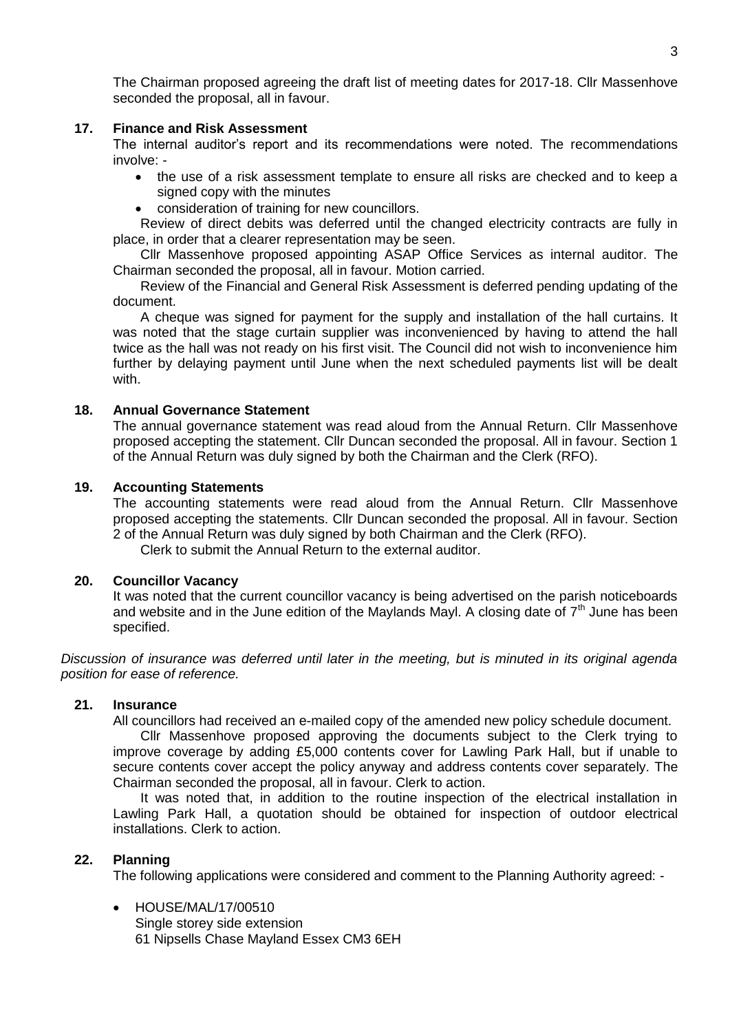The Chairman proposed agreeing the draft list of meeting dates for 2017-18. Cllr Massenhove seconded the proposal, all in favour.

## 17. Finance and Risk Assessment

The internal auditor's report and its recommendations were noted. The recommendations involve: -

- the use of a risk assessment template to ensure all risks are checked and to keep a signed copy with the minutes
- consideration of training for new councillors.

Review of direct debits was deferred until the changed electricity contracts are fully in place, in order that a clearer representation may be seen.

Cllr Massenhove proposed appointing ASAP Office Services as internal auditor. The Chairman seconded the proposal, all in favour. Motion carried.

Review of the Financial and General Risk Assessment is deferred pending updating of the document.

A cheque was signed for payment for the supply and installation of the hall curtains. It was noted that the stage curtain supplier was inconvenienced by having to attend the hall twice as the hall was not ready on his first visit. The Council did not wish to inconvenience him further by delaying payment until June when the next scheduled payments list will be dealt with.

## 18. Annual Governance Statement

The annual governance statement was read aloud from the Annual Return. Cllr Massenhove proposed accepting the statement. Cllr Duncan seconded the proposal. All in favour. Section 1 of the Annual Return was duly signed by both the Chairman and the Clerk (RFO).

## 19. Accounting Statements

The accounting statements were read aloud from the Annual Return. Cllr Massenhove proposed accepting the statements. Cllr Duncan seconded the proposal. All in favour. Section 2 of the Annual Return was duly signed by both Chairman and the Clerk (RFO).

Clerk to submit the Annual Return to the external auditor.

## 20. Councillor Vacancy

It was noted that the current councillor vacancy is being advertised on the parish noticeboards and website and in the June edition of the Maylands Mayl. A closing date of 7th June has been specified.

*Discussion of insurance was deferred until later in the meeting, but is minuted in its original agenda position for ease of reference.*

## 21. Insurance

All councillors had received an e-mailed copy of the amended new policy schedule document.

Cllr Massenhove proposed approving the documents subject to the Clerk trying to improve coverage by adding £5,000 contents cover for Lawling Park Hall, but if unable to secure contents cover accept the policy anyway and address contents cover separately. The Chairman seconded the proposal, all in favour. Clerk to action.

It was noted that, in addition to the routine inspection of the electrical installation in Lawling Park Hall, a quotation should be obtained for inspection of outdoor electrical installations. Clerk to action.

## 22. Planning

The following applications were considered and comment to the Planning Authority agreed: -

- HOUSE/MAL/17/00510
  Single storey side extension
  61 Nipsells Chase Mayland Essex CM3 6EH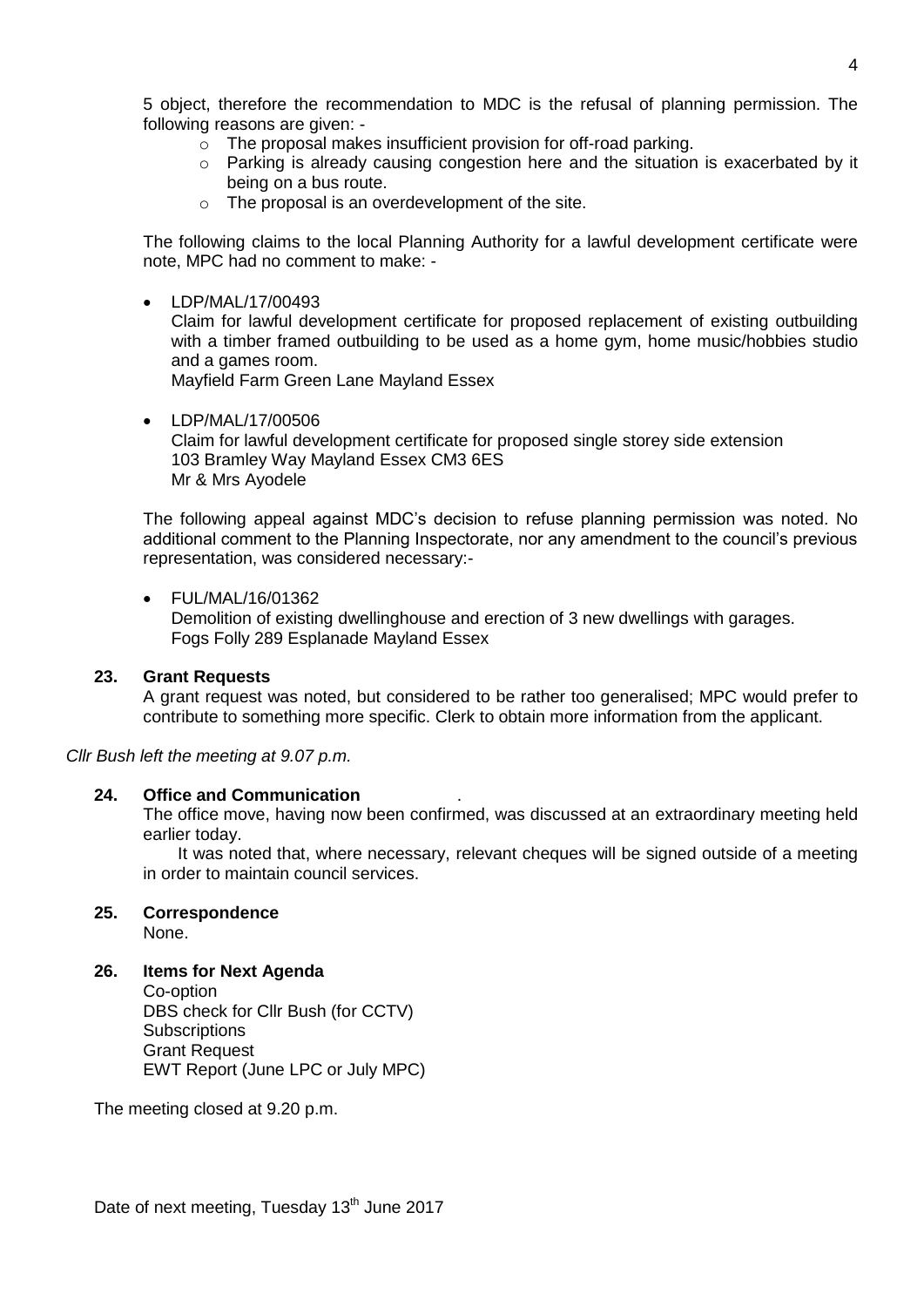5 object, therefore the recommendation to MDC is the refusal of planning permission. The following reasons are given: -

- The proposal makes insufficient provision for off-road parking.
- Parking is already causing congestion here and the situation is exacerbated by it being on a bus route.
- The proposal is an overdevelopment of the site.

The following claims to the local Planning Authority for a lawful development certificate were note, MPC had no comment to make: -

- LDP/MAL/17/00493
  Claim for lawful development certificate for proposed replacement of existing outbuilding with a timber framed outbuilding to be used as a home gym, home music/hobbies studio and a games room.
  Mayfield Farm Green Lane Mayland Essex

- LDP/MAL/17/00506
  Claim for lawful development certificate for proposed single storey side extension
  103 Bramley Way Mayland Essex CM3 6ES
  Mr & Mrs Ayodele

The following appeal against MDC's decision to refuse planning permission was noted. No additional comment to the Planning Inspectorate, nor any amendment to the council's previous representation, was considered necessary:-

- FUL/MAL/16/01362
  Demolition of existing dwellinghouse and erection of 3 new dwellings with garages.
  Fogs Folly 289 Esplanade Mayland Essex

**23. Grant Requests**

A grant request was noted, but considered to be rather too generalised; MPC would prefer to contribute to something more specific. Clerk to obtain more information from the applicant.

*Cllr Bush left the meeting at 9.07 p.m.*

**24. Office and Communication** .

The office move, having now been confirmed, was discussed at an extraordinary meeting held earlier today.

It was noted that, where necessary, relevant cheques will be signed outside of a meeting in order to maintain council services.

**25. Correspondence**

None.

**26. Items for Next Agenda**

Co-option
DBS check for Cllr Bush (for CCTV)
Subscriptions
Grant Request
EWT Report (June LPC or July MPC)

The meeting closed at 9.20 p.m.

Date of next meeting, Tuesday 13th June 2017